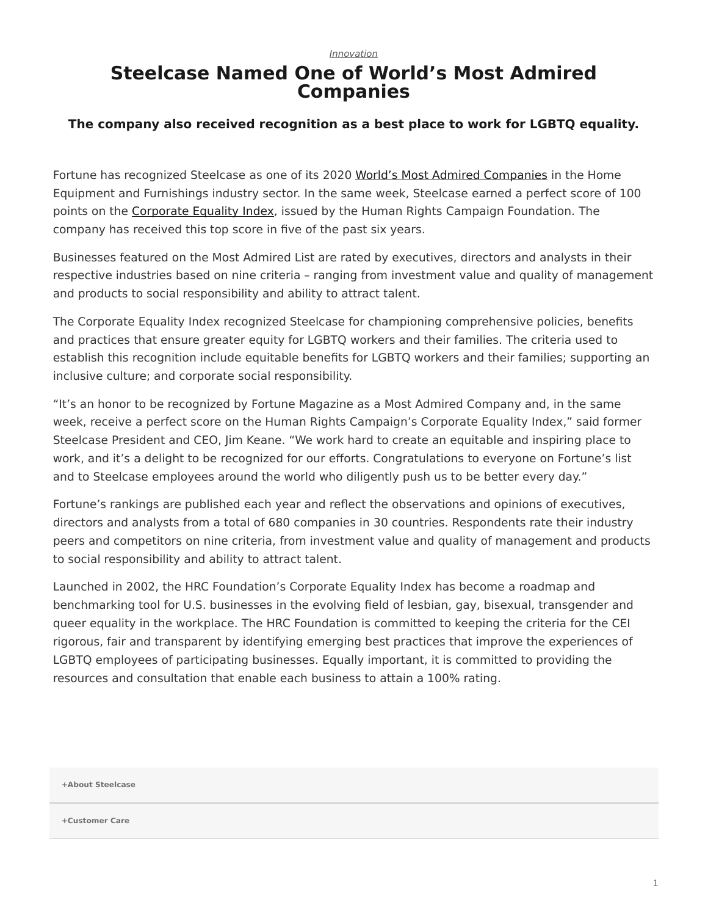*Innovation*

# Steelcase Named One of World's Most Admired Companies

### The company also received recognition as a best place to work for LGBTQ equality.

Fortune has recognized Steelcase as one of its 2020 World's Most Admired Companies in the Home Equipment and Furnishings industry sector. In the same week, Steelcase earned a perfect score of 100 points on the Corporate Equality Index, issued by the Human Rights Campaign Foundation. The company has received this top score in five of the past six years.

Businesses featured on the Most Admired List are rated by executives, directors and analysts in their respective industries based on nine criteria – ranging from investment value and quality of management and products to social responsibility and ability to attract talent.

The Corporate Equality Index recognized Steelcase for championing comprehensive policies, benefits and practices that ensure greater equity for LGBTQ workers and their families. The criteria used to establish this recognition include equitable benefits for LGBTQ workers and their families; supporting an inclusive culture; and corporate social responsibility.

"It's an honor to be recognized by Fortune Magazine as a Most Admired Company and, in the same week, receive a perfect score on the Human Rights Campaign's Corporate Equality Index," said former Steelcase President and CEO, Jim Keane. "We work hard to create an equitable and inspiring place to work, and it's a delight to be recognized for our efforts. Congratulations to everyone on Fortune's list and to Steelcase employees around the world who diligently push us to be better every day."

Fortune's rankings are published each year and reflect the observations and opinions of executives, directors and analysts from a total of 680 companies in 30 countries. Respondents rate their industry peers and competitors on nine criteria, from investment value and quality of management and products to social responsibility and ability to attract talent.

Launched in 2002, the HRC Foundation's Corporate Equality Index has become a roadmap and benchmarking tool for U.S. businesses in the evolving field of lesbian, gay, bisexual, transgender and queer equality in the workplace. The HRC Foundation is committed to keeping the criteria for the CEI rigorous, fair and transparent by identifying emerging best practices that improve the experiences of LGBTQ employees of participating businesses. Equally important, it is committed to providing the resources and consultation that enable each business to attain a 100% rating.

**+About Steelcase**

**+Customer Care**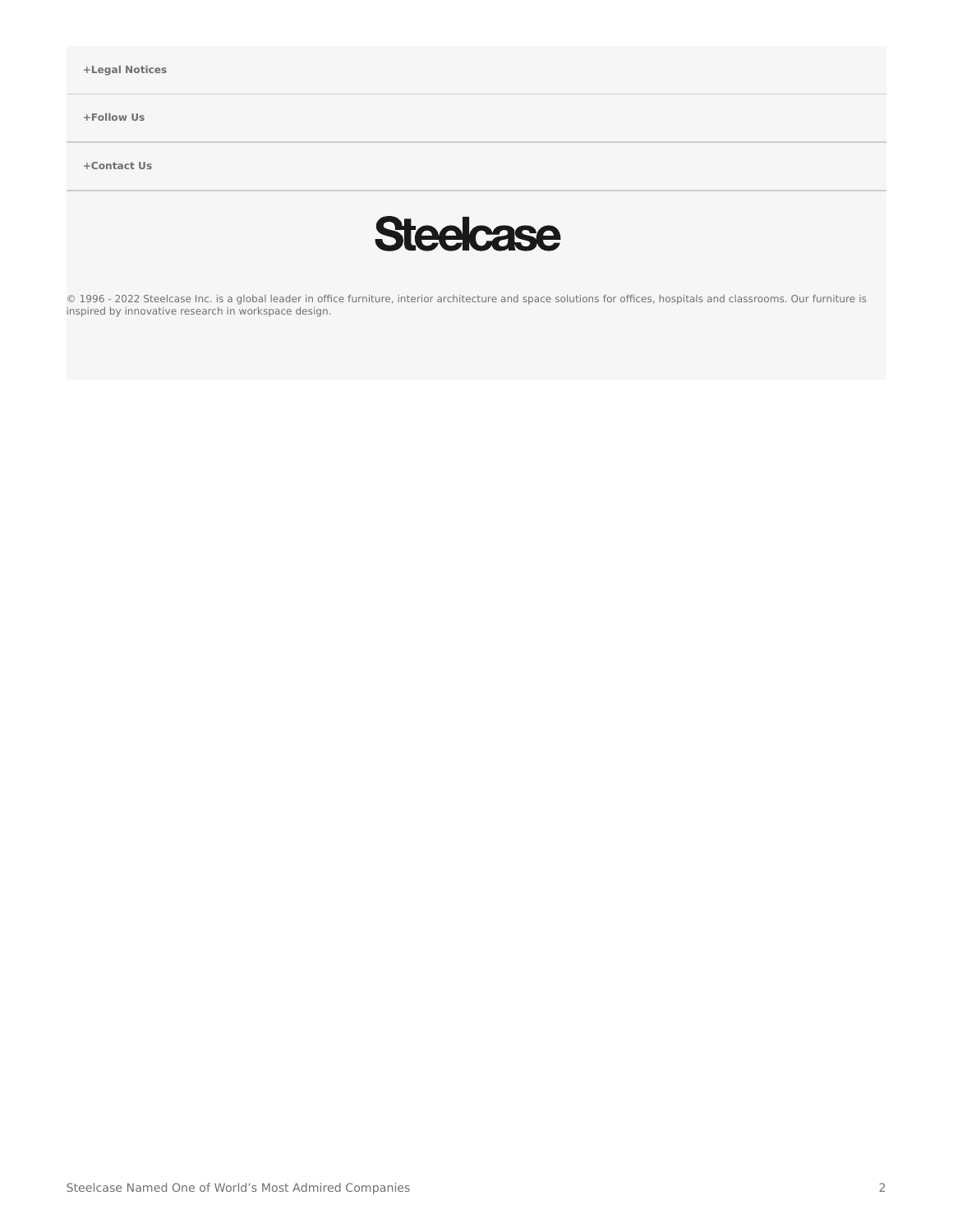**+Legal Notices**

**+Follow Us**

**+Contact Us**

Steelcase

© 1996 - 2022 Steelcase Inc. is a global leader in office furniture, interior architecture and space solutions for offices, hospitals and classrooms. Our furniture is inspired by innovative research in workspace design.